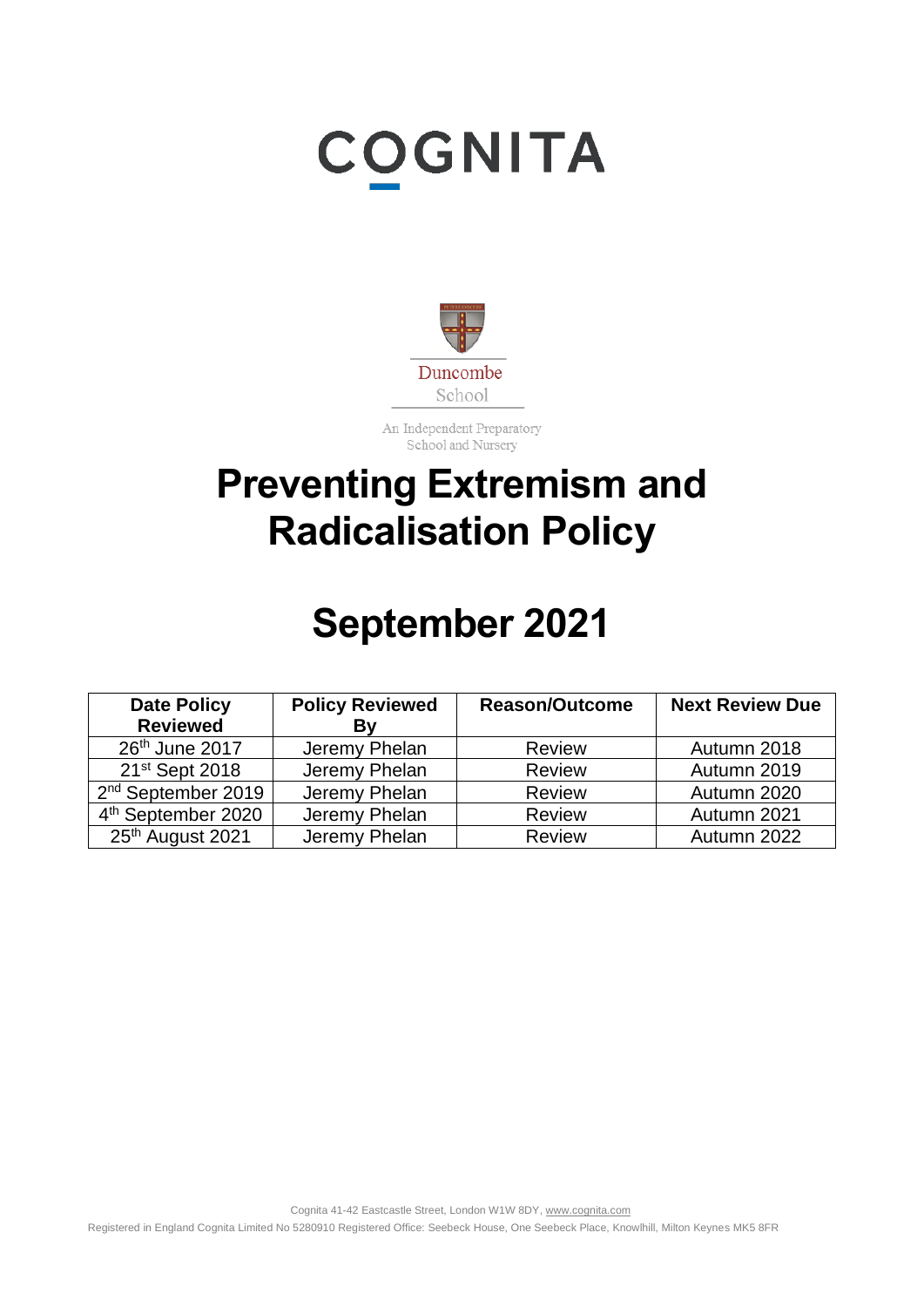COGNITA

Duncombe School

An Independent Preparatory School and Nursery

# Preventing Extremism and Radicalisation Policy

# September 2021

| Date Policy Reviewed | Policy Reviewed By | Reason/Outcome | Next Review Due |
|---|---|---|---|
| 26th June 2017 | Jeremy Phelan | Review | Autumn 2018 |
| 21st Sept 2018 | Jeremy Phelan | Review | Autumn 2019 |
| 2nd September 2019 | Jeremy Phelan | Review | Autumn 2020 |
| 4th September 2020 | Jeremy Phelan | Review | Autumn 2021 |
| 25th August 2021 | Jeremy Phelan | Review | Autumn 2022 |

Cognita 41-42 Eastcastle Street, London W1W 8DY, www.cognita.com

Registered in England Cognita Limited No 5280910 Registered Office: Seebeck House, One Seebeck Place, Knowlhill, Milton Keynes MK5 8FR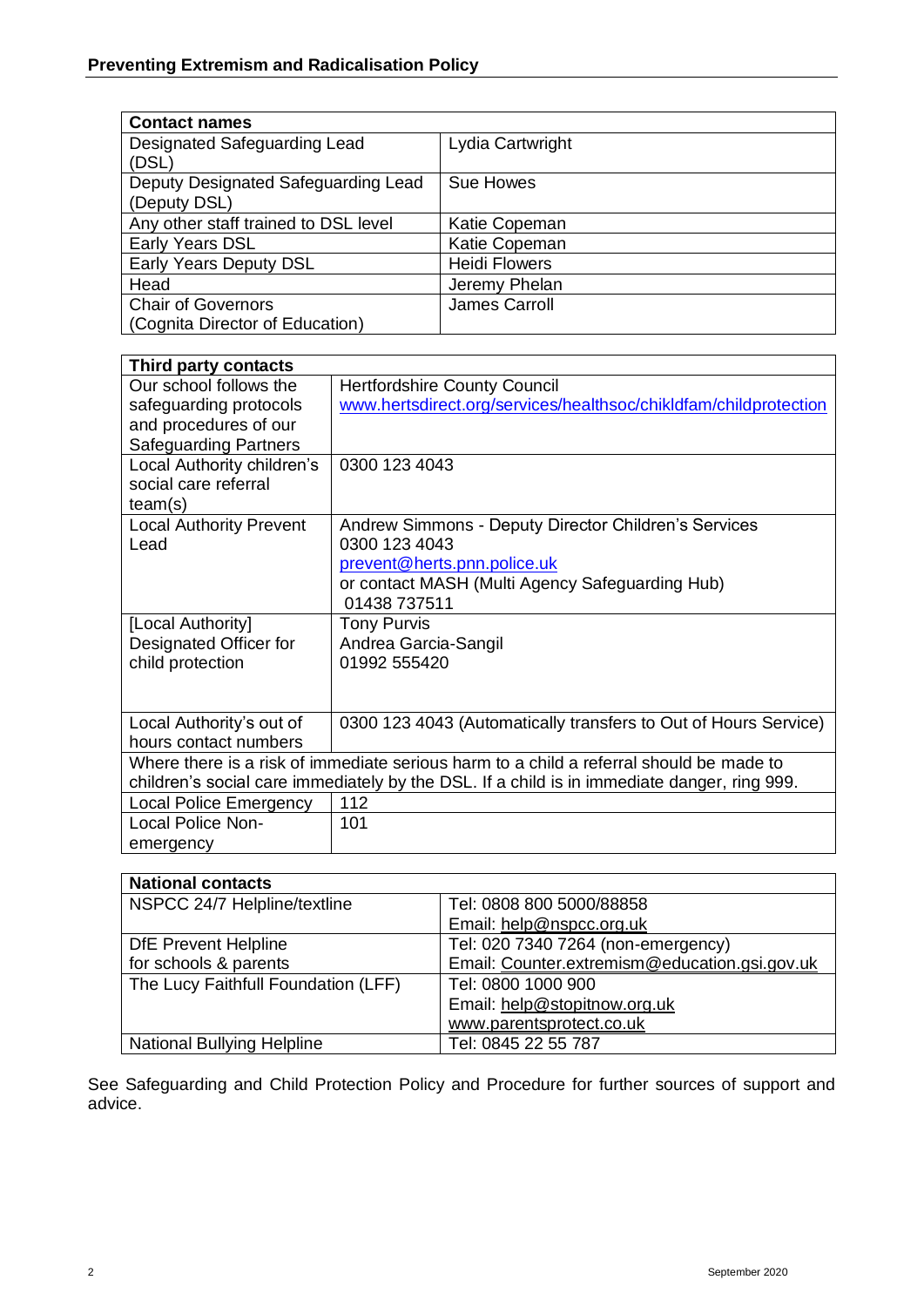| Contact names | |
|---|---|
| Designated Safeguarding Lead (DSL) | Lydia Cartwright |
| Deputy Designated Safeguarding Lead (Deputy DSL) | Sue Howes |
| Any other staff trained to DSL level | Katie Copeman |
| Early Years DSL | Katie Copeman |
| Early Years Deputy DSL | Heidi Flowers |
| Head | Jeremy Phelan |
| Chair of Governors (Cognita Director of Education) | James Carroll |

| Third party contacts | |
|---|---|
| Our school follows the safeguarding protocols and procedures of our Safeguarding Partners | Hertfordshire County Council<br>www.hertsdirect.org/services/healthsoc/chikldfam/childprotection |
| Local Authority children's social care referral team(s) | 0300 123 4043 |
| Local Authority Prevent Lead | Andrew Simmons - Deputy Director Children's Services<br>0300 123 4043<br>prevent@herts.pnn.police.uk<br>or contact MASH (Multi Agency Safeguarding Hub)<br>01438 737511 |
| [Local Authority] Designated Officer for child protection | Tony Purvis<br>Andrea Garcia-Sangil<br>01992 555420 |
| Local Authority's out of hours contact numbers | 0300 123 4043 (Automatically transfers to Out of Hours Service) |
| Where there is a risk of immediate serious harm to a child a referral should be made to children's social care immediately by the DSL. If a child is in immediate danger, ring 999. | |
| Local Police Emergency | 112 |
| Local Police Non-emergency | 101 |

| National contacts | |
|---|---|
| NSPCC 24/7 Helpline/textline | Tel: 0808 800 5000/88858<br>Email: help@nspcc.org.uk |
| DfE Prevent Helpline for schools & parents | Tel: 020 7340 7264 (non-emergency)<br>Email: Counter.extremism@education.gsi.gov.uk |
| The Lucy Faithfull Foundation (LFF) | Tel: 0800 1000 900<br>Email: help@stopitnow.org.uk<br>www.parentsprotect.co.uk |
| National Bullying Helpline | Tel: 0845 22 55 787 |

See Safeguarding and Child Protection Policy and Procedure for further sources of support and advice.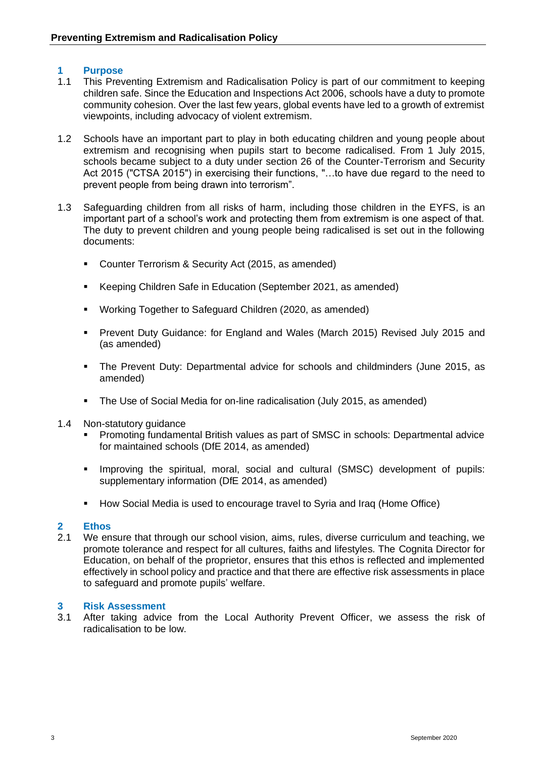## 1 Purpose

1.1 This Preventing Extremism and Radicalisation Policy is part of our commitment to keeping children safe. Since the Education and Inspections Act 2006, schools have a duty to promote community cohesion. Over the last few years, global events have led to a growth of extremist viewpoints, including advocacy of violent extremism.

1.2 Schools have an important part to play in both educating children and young people about extremism and recognising when pupils start to become radicalised. From 1 July 2015, schools became subject to a duty under section 26 of the Counter-Terrorism and Security Act 2015 ("CTSA 2015") in exercising their functions, "…to have due regard to the need to prevent people from being drawn into terrorism".

1.3 Safeguarding children from all risks of harm, including those children in the EYFS, is an important part of a school's work and protecting them from extremism is one aspect of that. The duty to prevent children and young people being radicalised is set out in the following documents:

- Counter Terrorism & Security Act (2015, as amended)
- Keeping Children Safe in Education (September 2021, as amended)
- Working Together to Safeguard Children (2020, as amended)
- Prevent Duty Guidance: for England and Wales (March 2015) Revised July 2015 and (as amended)
- The Prevent Duty: Departmental advice for schools and childminders (June 2015, as amended)
- The Use of Social Media for on-line radicalisation (July 2015, as amended)

1.4 Non-statutory guidance

- Promoting fundamental British values as part of SMSC in schools: Departmental advice for maintained schools (DfE 2014, as amended)
- Improving the spiritual, moral, social and cultural (SMSC) development of pupils: supplementary information (DfE 2014, as amended)
- How Social Media is used to encourage travel to Syria and Iraq (Home Office)

## 2 Ethos

2.1 We ensure that through our school vision, aims, rules, diverse curriculum and teaching, we promote tolerance and respect for all cultures, faiths and lifestyles. The Cognita Director for Education, on behalf of the proprietor, ensures that this ethos is reflected and implemented effectively in school policy and practice and that there are effective risk assessments in place to safeguard and promote pupils' welfare.

## 3 Risk Assessment

3.1 After taking advice from the Local Authority Prevent Officer, we assess the risk of radicalisation to be low.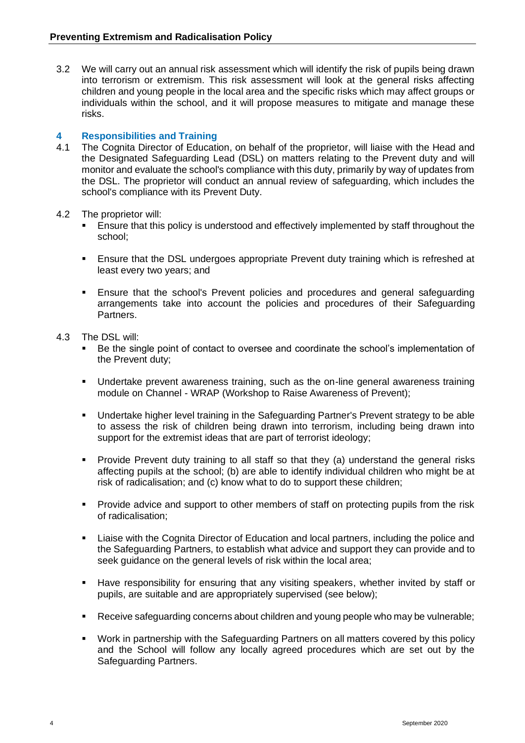3.2 We will carry out an annual risk assessment which will identify the risk of pupils being drawn into terrorism or extremism. This risk assessment will look at the general risks affecting children and young people in the local area and the specific risks which may affect groups or individuals within the school, and it will propose measures to mitigate and manage these risks.

## 4 Responsibilities and Training

4.1 The Cognita Director of Education, on behalf of the proprietor, will liaise with the Head and the Designated Safeguarding Lead (DSL) on matters relating to the Prevent duty and will monitor and evaluate the school's compliance with this duty, primarily by way of updates from the DSL. The proprietor will conduct an annual review of safeguarding, which includes the school's compliance with its Prevent Duty.

4.2 The proprietor will:

- Ensure that this policy is understood and effectively implemented by staff throughout the school;
- Ensure that the DSL undergoes appropriate Prevent duty training which is refreshed at least every two years; and
- Ensure that the school's Prevent policies and procedures and general safeguarding arrangements take into account the policies and procedures of their Safeguarding Partners.

4.3 The DSL will:

- Be the single point of contact to oversee and coordinate the school's implementation of the Prevent duty;
- Undertake prevent awareness training, such as the on-line general awareness training module on Channel - WRAP (Workshop to Raise Awareness of Prevent);
- Undertake higher level training in the Safeguarding Partner's Prevent strategy to be able to assess the risk of children being drawn into terrorism, including being drawn into support for the extremist ideas that are part of terrorist ideology;
- Provide Prevent duty training to all staff so that they (a) understand the general risks affecting pupils at the school; (b) are able to identify individual children who might be at risk of radicalisation; and (c) know what to do to support these children;
- Provide advice and support to other members of staff on protecting pupils from the risk of radicalisation;
- Liaise with the Cognita Director of Education and local partners, including the police and the Safeguarding Partners, to establish what advice and support they can provide and to seek guidance on the general levels of risk within the local area;
- Have responsibility for ensuring that any visiting speakers, whether invited by staff or pupils, are suitable and are appropriately supervised (see below);
- Receive safeguarding concerns about children and young people who may be vulnerable;
- Work in partnership with the Safeguarding Partners on all matters covered by this policy and the School will follow any locally agreed procedures which are set out by the Safeguarding Partners.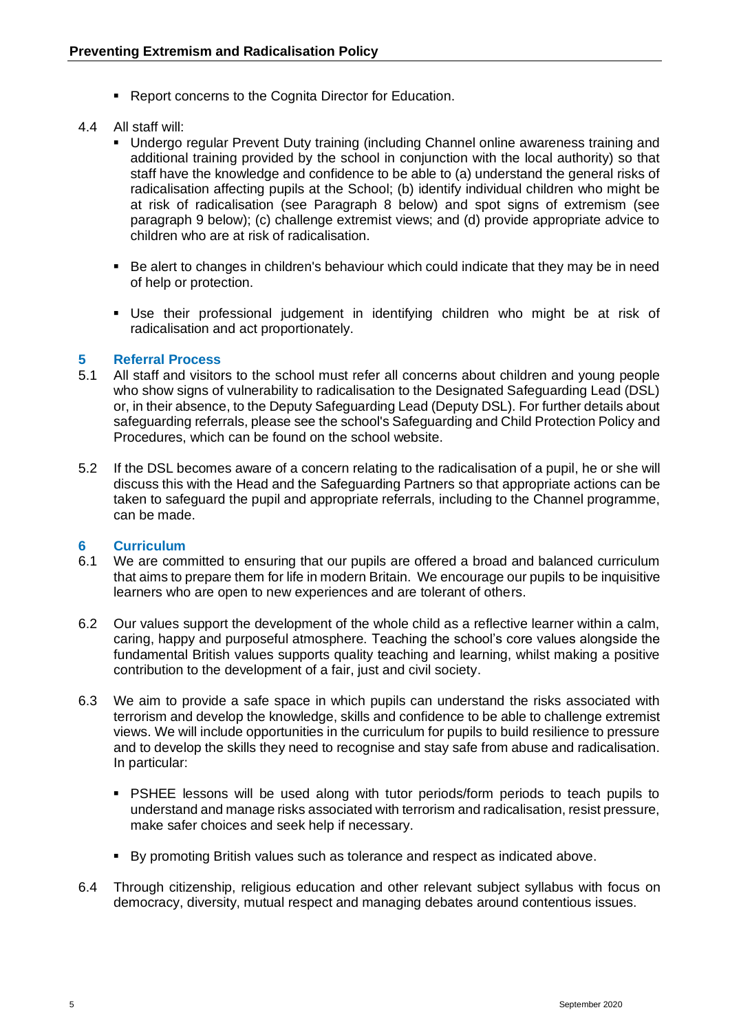- Report concerns to the Cognita Director for Education.

4.4 All staff will:

- Undergo regular Prevent Duty training (including Channel online awareness training and additional training provided by the school in conjunction with the local authority) so that staff have the knowledge and confidence to be able to (a) understand the general risks of radicalisation affecting pupils at the School; (b) identify individual children who might be at risk of radicalisation (see Paragraph 8 below) and spot signs of extremism (see paragraph 9 below); (c) challenge extremist views; and (d) provide appropriate advice to children who are at risk of radicalisation.
- Be alert to changes in children's behaviour which could indicate that they may be in need of help or protection.
- Use their professional judgement in identifying children who might be at risk of radicalisation and act proportionately.

## 5 Referral Process

5.1 All staff and visitors to the school must refer all concerns about children and young people who show signs of vulnerability to radicalisation to the Designated Safeguarding Lead (DSL) or, in their absence, to the Deputy Safeguarding Lead (Deputy DSL). For further details about safeguarding referrals, please see the school's Safeguarding and Child Protection Policy and Procedures, which can be found on the school website.

5.2 If the DSL becomes aware of a concern relating to the radicalisation of a pupil, he or she will discuss this with the Head and the Safeguarding Partners so that appropriate actions can be taken to safeguard the pupil and appropriate referrals, including to the Channel programme, can be made.

## 6 Curriculum

6.1 We are committed to ensuring that our pupils are offered a broad and balanced curriculum that aims to prepare them for life in modern Britain. We encourage our pupils to be inquisitive learners who are open to new experiences and are tolerant of others.

6.2 Our values support the development of the whole child as a reflective learner within a calm, caring, happy and purposeful atmosphere. Teaching the school's core values alongside the fundamental British values supports quality teaching and learning, whilst making a positive contribution to the development of a fair, just and civil society.

6.3 We aim to provide a safe space in which pupils can understand the risks associated with terrorism and develop the knowledge, skills and confidence to be able to challenge extremist views. We will include opportunities in the curriculum for pupils to build resilience to pressure and to develop the skills they need to recognise and stay safe from abuse and radicalisation. In particular:

- PSHEE lessons will be used along with tutor periods/form periods to teach pupils to understand and manage risks associated with terrorism and radicalisation, resist pressure, make safer choices and seek help if necessary.
- By promoting British values such as tolerance and respect as indicated above.

6.4 Through citizenship, religious education and other relevant subject syllabus with focus on democracy, diversity, mutual respect and managing debates around contentious issues.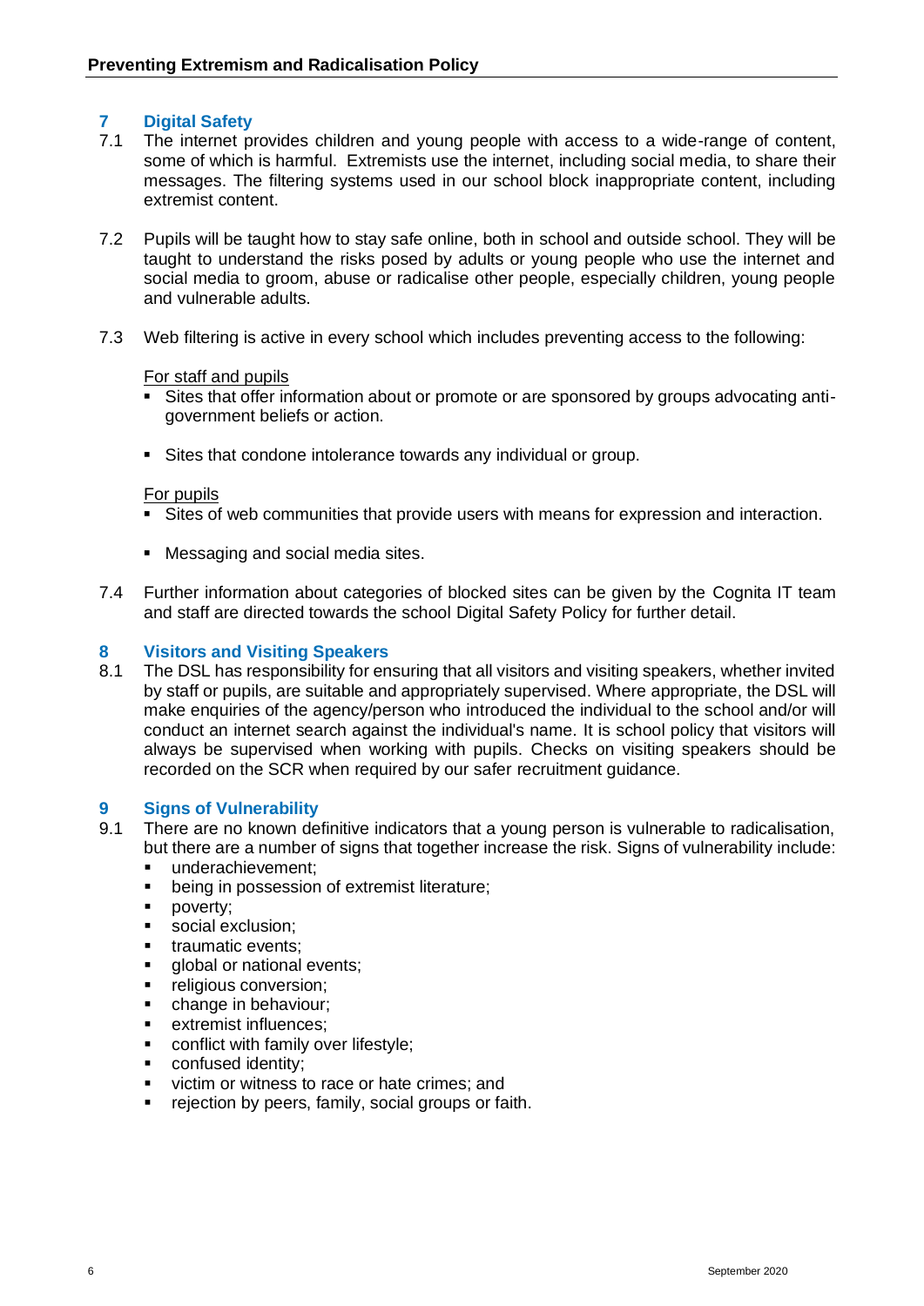## 7 Digital Safety

7.1 The internet provides children and young people with access to a wide-range of content, some of which is harmful. Extremists use the internet, including social media, to share their messages. The filtering systems used in our school block inappropriate content, including extremist content.

7.2 Pupils will be taught how to stay safe online, both in school and outside school. They will be taught to understand the risks posed by adults or young people who use the internet and social media to groom, abuse or radicalise other people, especially children, young people and vulnerable adults.

7.3 Web filtering is active in every school which includes preventing access to the following:

For staff and pupils

- Sites that offer information about or promote or are sponsored by groups advocating anti-government beliefs or action.
- Sites that condone intolerance towards any individual or group.

For pupils

- Sites of web communities that provide users with means for expression and interaction.
- Messaging and social media sites.

7.4 Further information about categories of blocked sites can be given by the Cognita IT team and staff are directed towards the school Digital Safety Policy for further detail.

## 8 Visitors and Visiting Speakers

8.1 The DSL has responsibility for ensuring that all visitors and visiting speakers, whether invited by staff or pupils, are suitable and appropriately supervised. Where appropriate, the DSL will make enquiries of the agency/person who introduced the individual to the school and/or will conduct an internet search against the individual's name. It is school policy that visitors will always be supervised when working with pupils. Checks on visiting speakers should be recorded on the SCR when required by our safer recruitment guidance.

## 9 Signs of Vulnerability

9.1 There are no known definitive indicators that a young person is vulnerable to radicalisation, but there are a number of signs that together increase the risk. Signs of vulnerability include:

- underachievement;
- being in possession of extremist literature;
- poverty;
- social exclusion;
- traumatic events;
- global or national events;
- religious conversion;
- change in behaviour;
- extremist influences;
- conflict with family over lifestyle;
- confused identity;
- victim or witness to race or hate crimes; and
- rejection by peers, family, social groups or faith.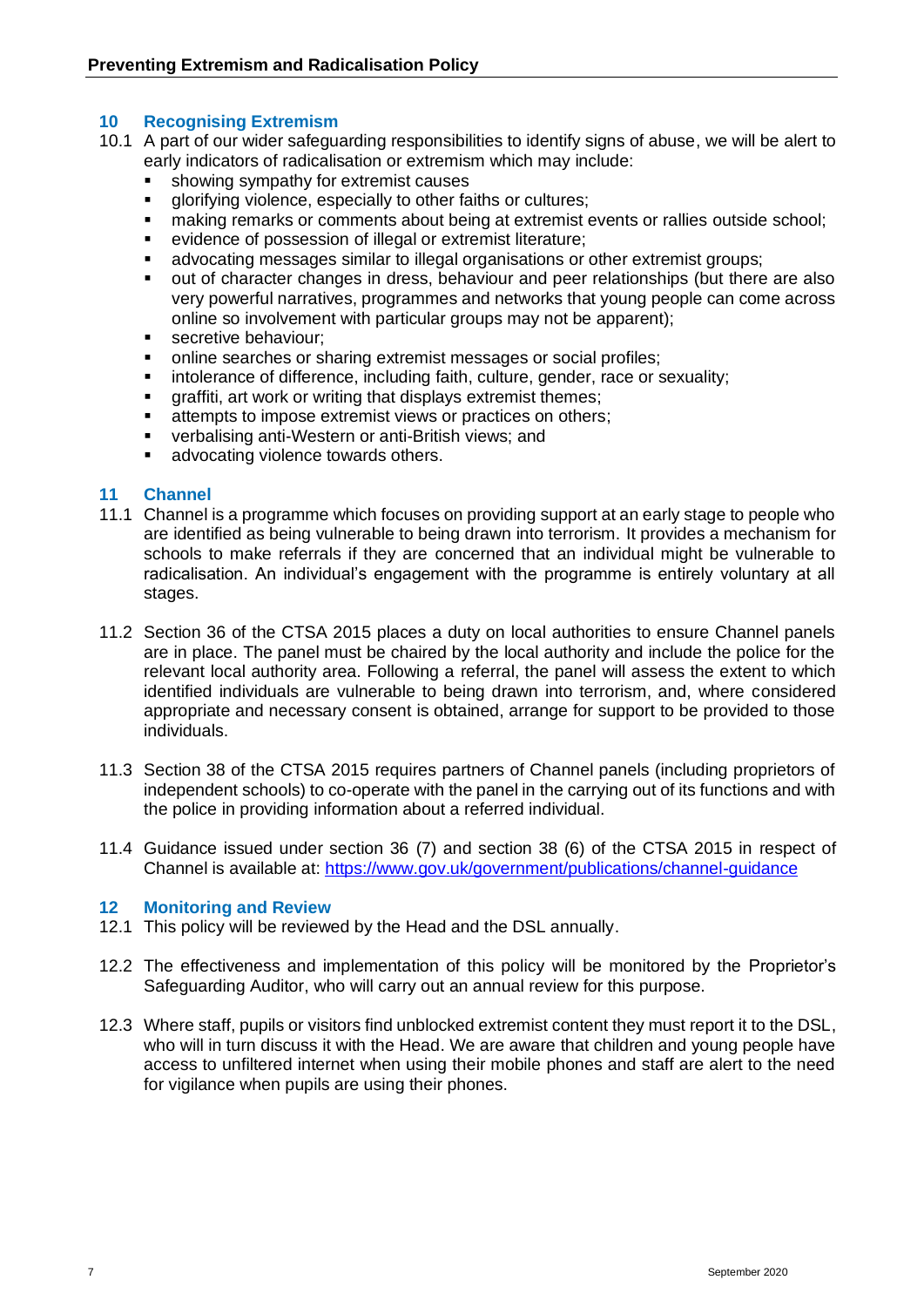## 10 Recognising Extremism

10.1 A part of our wider safeguarding responsibilities to identify signs of abuse, we will be alert to early indicators of radicalisation or extremism which may include:

- showing sympathy for extremist causes
- glorifying violence, especially to other faiths or cultures;
- making remarks or comments about being at extremist events or rallies outside school;
- evidence of possession of illegal or extremist literature;
- advocating messages similar to illegal organisations or other extremist groups;
- out of character changes in dress, behaviour and peer relationships (but there are also very powerful narratives, programmes and networks that young people can come across online so involvement with particular groups may not be apparent);
- secretive behaviour;
- online searches or sharing extremist messages or social profiles;
- intolerance of difference, including faith, culture, gender, race or sexuality;
- graffiti, art work or writing that displays extremist themes;
- attempts to impose extremist views or practices on others;
- verbalising anti-Western or anti-British views; and
- advocating violence towards others.

## 11 Channel

11.1 Channel is a programme which focuses on providing support at an early stage to people who are identified as being vulnerable to being drawn into terrorism. It provides a mechanism for schools to make referrals if they are concerned that an individual might be vulnerable to radicalisation. An individual's engagement with the programme is entirely voluntary at all stages.

11.2 Section 36 of the CTSA 2015 places a duty on local authorities to ensure Channel panels are in place. The panel must be chaired by the local authority and include the police for the relevant local authority area. Following a referral, the panel will assess the extent to which identified individuals are vulnerable to being drawn into terrorism, and, where considered appropriate and necessary consent is obtained, arrange for support to be provided to those individuals.

11.3 Section 38 of the CTSA 2015 requires partners of Channel panels (including proprietors of independent schools) to co-operate with the panel in the carrying out of its functions and with the police in providing information about a referred individual.

11.4 Guidance issued under section 36 (7) and section 38 (6) of the CTSA 2015 in respect of Channel is available at: https://www.gov.uk/government/publications/channel-guidance

## 12 Monitoring and Review

12.1 This policy will be reviewed by the Head and the DSL annually.

12.2 The effectiveness and implementation of this policy will be monitored by the Proprietor's Safeguarding Auditor, who will carry out an annual review for this purpose.

12.3 Where staff, pupils or visitors find unblocked extremist content they must report it to the DSL, who will in turn discuss it with the Head. We are aware that children and young people have access to unfiltered internet when using their mobile phones and staff are alert to the need for vigilance when pupils are using their phones.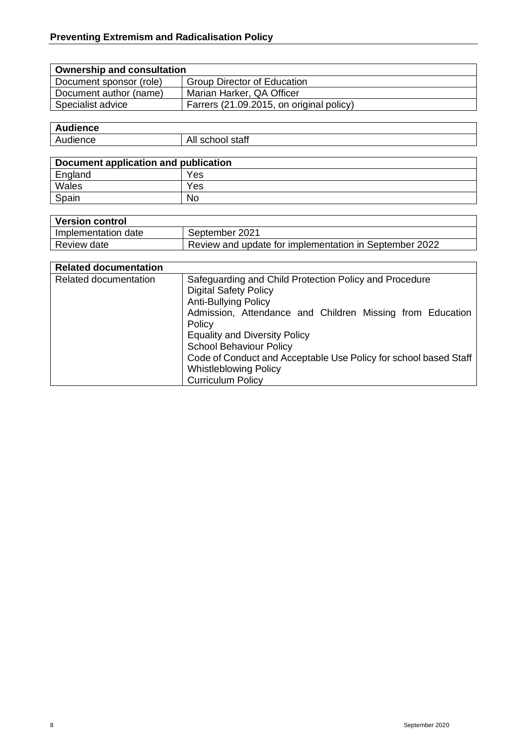## Preventing Extremism and Radicalisation Policy

| Ownership and consultation | |
|---|---|
| Document sponsor (role) | Group Director of Education |
| Document author (name) | Marian Harker, QA Officer |
| Specialist advice | Farrers (21.09.2015, on original policy) |

| Audience | |
|---|---|
| Audience | All school staff |

| Document application and publication | |
|---|---|
| England | Yes |
| Wales | Yes |
| Spain | No |

| Version control | |
|---|---|
| Implementation date | September 2021 |
| Review date | Review and update for implementation in September 2022 |

| Related documentation | |
|---|---|
| Related documentation | Safeguarding and Child Protection Policy and Procedure<br>Digital Safety Policy<br>Anti-Bullying Policy<br>Admission, Attendance and Children Missing from Education Policy<br>Equality and Diversity Policy<br>School Behaviour Policy<br>Code of Conduct and Acceptable Use Policy for school based Staff<br>Whistleblowing Policy<br>Curriculum Policy |